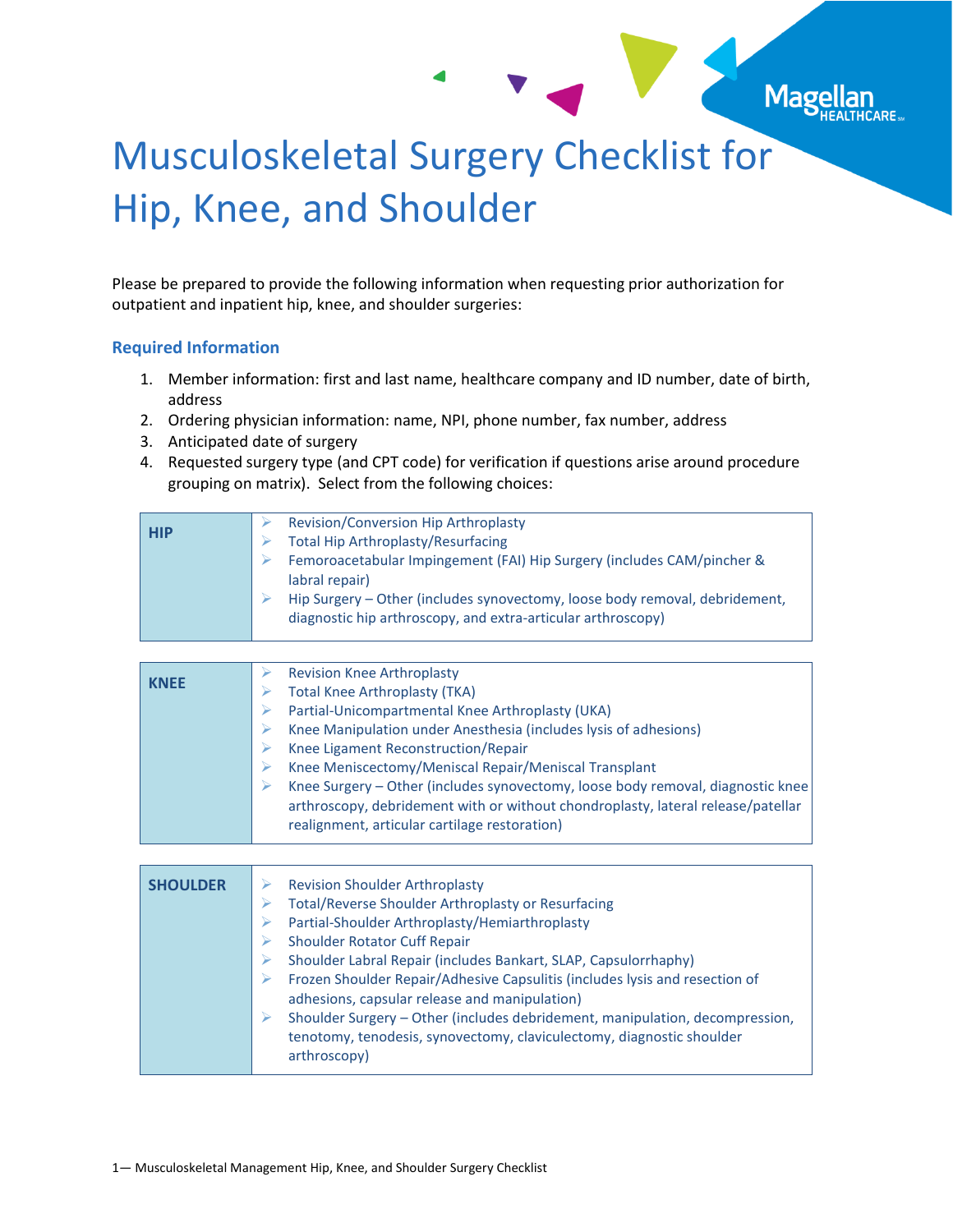# Musculoskeletal Surgery Checklist for Hip, Knee, and Shoulder

Please be prepared to provide the following information when requesting prior authorization for outpatient and inpatient hip, knee, and shoulder surgeries:

## Required Information

1. Member information: first and last name, healthcare company and ID number, date of birth, address
2. Ordering physician information: name, NPI, phone number, fax number, address
3. Anticipated date of surgery
4. Requested surgery type (and CPT code) for verification if questions arise around procedure grouping on matrix). Select from the following choices:

| | |
|---|---|
| **HIP** | ➢ Revision/Conversion Hip Arthroplasty<br>➢ Total Hip Arthroplasty/Resurfacing<br>➢ Femoroacetabular Impingement (FAI) Hip Surgery (includes CAM/pincher & labral repair)<br>➢ Hip Surgery – Other (includes synovectomy, loose body removal, debridement, diagnostic hip arthroscopy, and extra-articular arthroscopy) |

| | |
|---|---|
| **KNEE** | ➢ Revision Knee Arthroplasty<br>➢ Total Knee Arthroplasty (TKA)<br>➢ Partial-Unicompartmental Knee Arthroplasty (UKA)<br>➢ Knee Manipulation under Anesthesia (includes lysis of adhesions)<br>➢ Knee Ligament Reconstruction/Repair<br>➢ Knee Meniscectomy/Meniscal Repair/Meniscal Transplant<br>➢ Knee Surgery – Other (includes synovectomy, loose body removal, diagnostic knee arthroscopy, debridement with or without chondroplasty, lateral release/patellar realignment, articular cartilage restoration) |

| | |
|---|---|
| **SHOULDER** | ➢ Revision Shoulder Arthroplasty<br>➢ Total/Reverse Shoulder Arthroplasty or Resurfacing<br>➢ Partial-Shoulder Arthroplasty/Hemiarthroplasty<br>➢ Shoulder Rotator Cuff Repair<br>➢ Shoulder Labral Repair (includes Bankart, SLAP, Capsulorrhaphy)<br>➢ Frozen Shoulder Repair/Adhesive Capsulitis (includes lysis and resection of adhesions, capsular release and manipulation)<br>➢ Shoulder Surgery – Other (includes debridement, manipulation, decompression, tenotomy, tenodesis, synovectomy, claviculectomy, diagnostic shoulder arthroscopy) |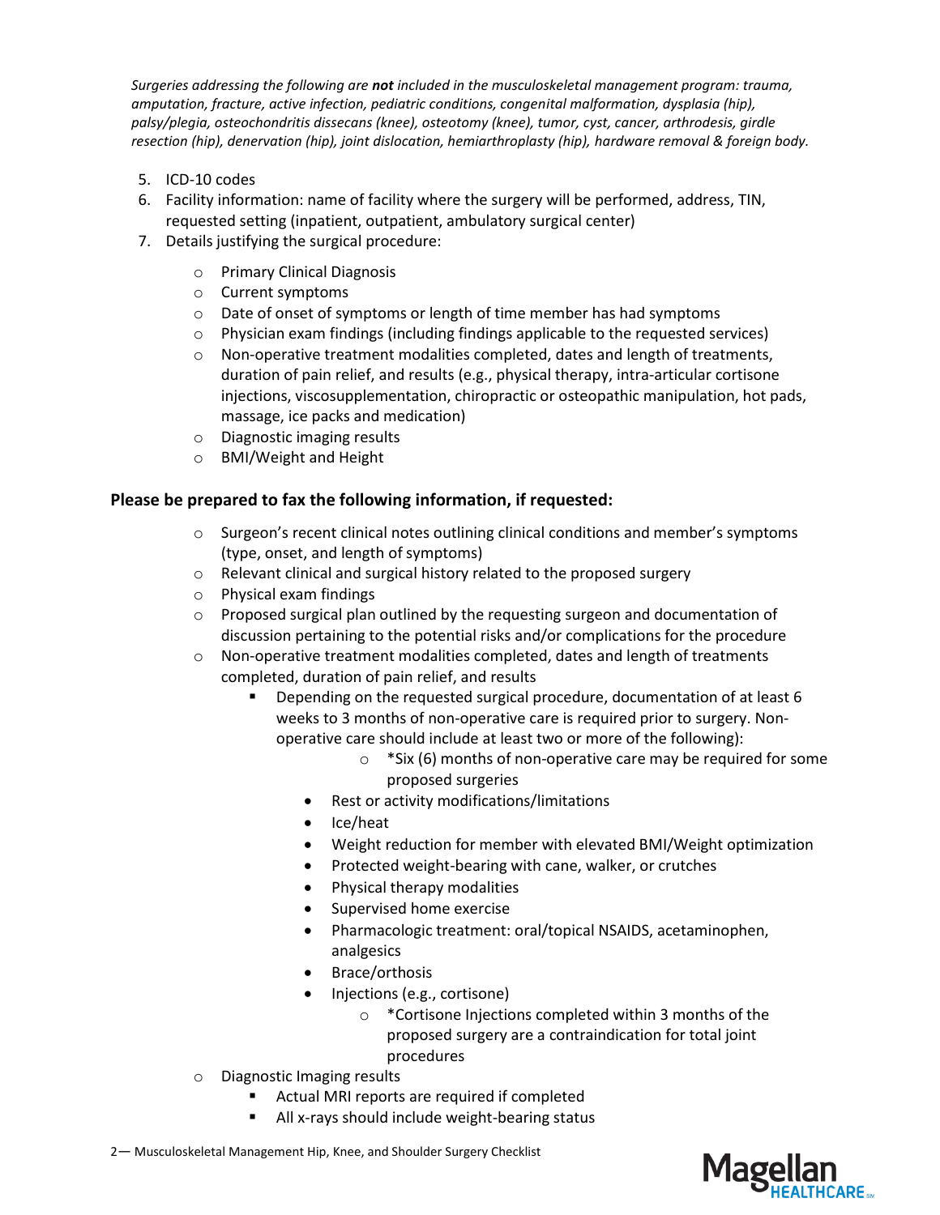*Surgeries addressing the following are **not** included in the musculoskeletal management program: trauma, amputation, fracture, active infection, pediatric conditions, congenital malformation, dysplasia (hip), palsy/plegia, osteochondritis dissecans (knee), osteotomy (knee), tumor, cyst, cancer, arthrodesis, girdle resection (hip), denervation (hip), joint dislocation, hemiarthroplasty (hip), hardware removal & foreign body.*

5. ICD-10 codes
6. Facility information: name of facility where the surgery will be performed, address, TIN, requested setting (inpatient, outpatient, ambulatory surgical center)
7. Details justifying the surgical procedure:
   - Primary Clinical Diagnosis
   - Current symptoms
   - Date of onset of symptoms or length of time member has had symptoms
   - Physician exam findings (including findings applicable to the requested services)
   - Non-operative treatment modalities completed, dates and length of treatments, duration of pain relief, and results (e.g., physical therapy, intra-articular cortisone injections, viscosupplementation, chiropractic or osteopathic manipulation, hot pads, massage, ice packs and medication)
   - Diagnostic imaging results
   - BMI/Weight and Height

## Please be prepared to fax the following information, if requested:

- Surgeon's recent clinical notes outlining clinical conditions and member's symptoms (type, onset, and length of symptoms)
- Relevant clinical and surgical history related to the proposed surgery
- Physical exam findings
- Proposed surgical plan outlined by the requesting surgeon and documentation of discussion pertaining to the potential risks and/or complications for the procedure
- Non-operative treatment modalities completed, dates and length of treatments completed, duration of pain relief, and results
  - Depending on the requested surgical procedure, documentation of at least 6 weeks to 3 months of non-operative care is required prior to surgery. Non-operative care should include at least two or more of the following):
    - *Six (6) months of non-operative care may be required for some proposed surgeries
    - Rest or activity modifications/limitations
    - Ice/heat
    - Weight reduction for member with elevated BMI/Weight optimization
    - Protected weight-bearing with cane, walker, or crutches
    - Physical therapy modalities
    - Supervised home exercise
    - Pharmacologic treatment: oral/topical NSAIDS, acetaminophen, analgesics
    - Brace/orthosis
    - Injections (e.g., cortisone)
      - *Cortisone Injections completed within 3 months of the proposed surgery are a contraindication for total joint procedures
- Diagnostic Imaging results
  - Actual MRI reports are required if completed
  - All x-rays should include weight-bearing status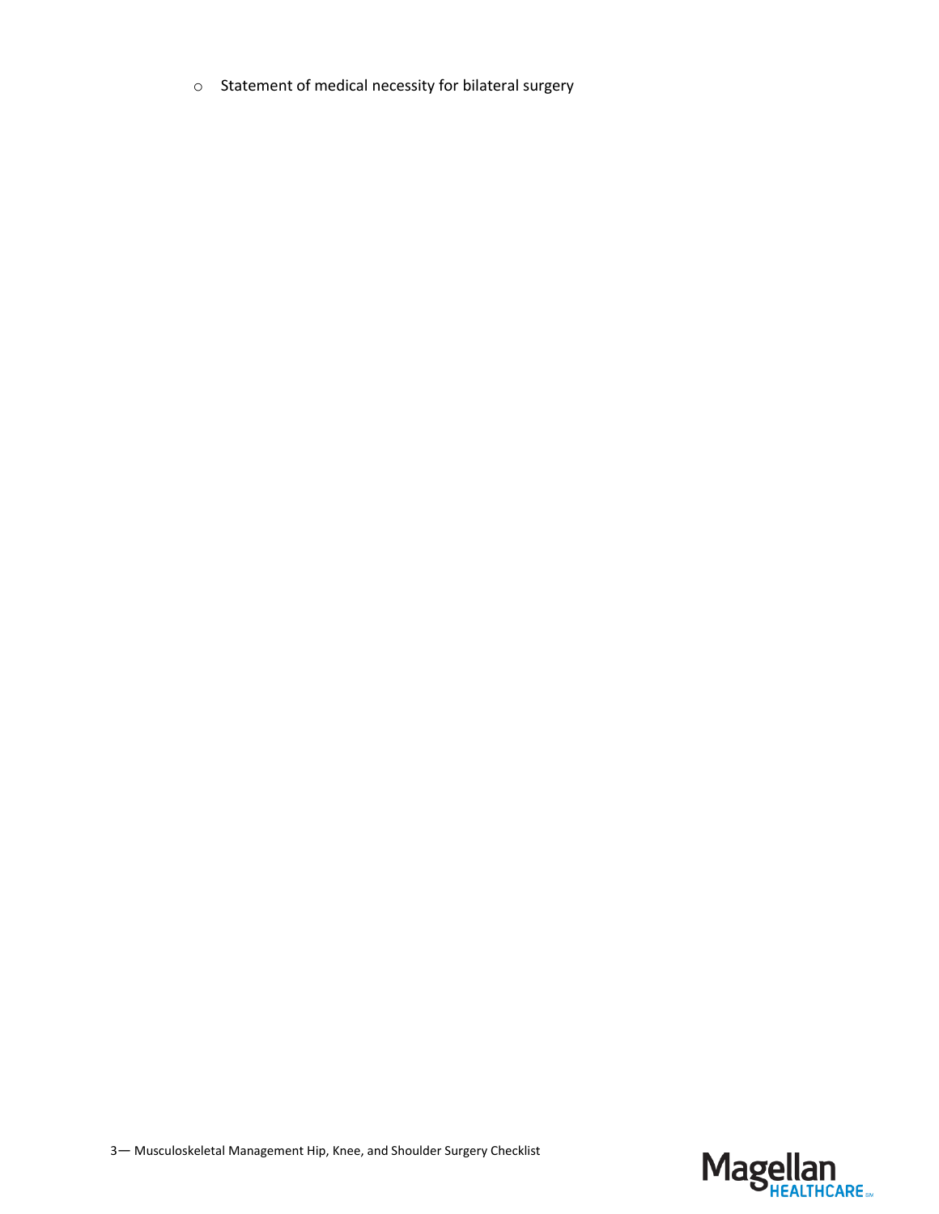- Statement of medical necessity for bilateral surgery